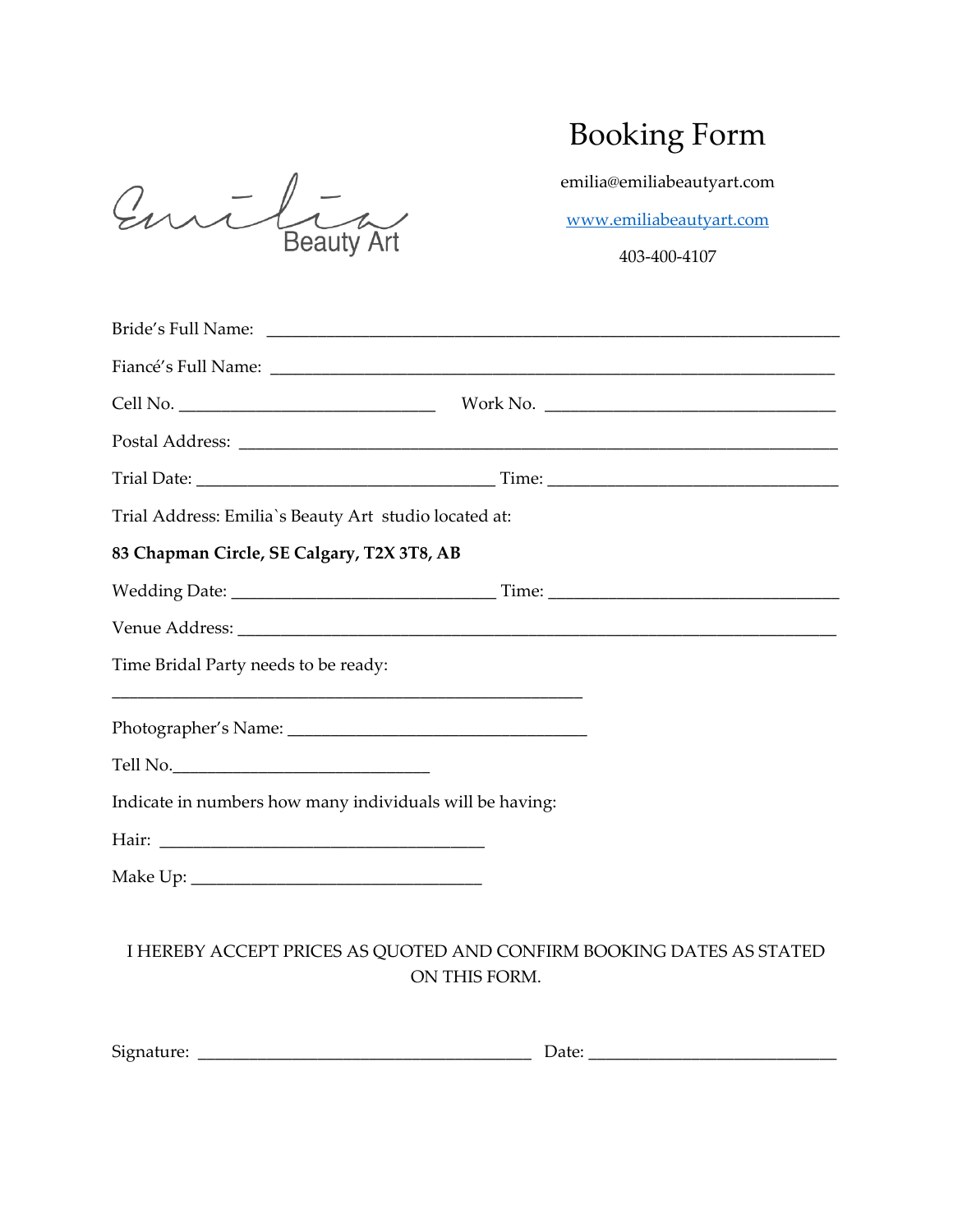Emilia Beauty Art

# Booking Form

emilia@emiliabeautyart.com

www.emiliabeautyart.com

403-400-4107

Bride's Full Name: ___________________________________________________________

Fiancé's Full Name: __________________________________________________________

Cell No. ___________________________ Work No. ______________________________

Postal Address: ______________________________________________________________

Trial Date: _______________________________ Time: ______________________________

Trial Address: Emilia`s Beauty Art studio located at:

**83 Chapman Circle, SE Calgary, T2X 3T8, AB**

Wedding Date: ____________________________ Time: ______________________________

Venue Address: _______________________________________________________________

Time Bridal Party needs to be ready:

__________________________________________________

Photographer's Name: _______________________________

Tell No.___________________________

Indicate in numbers how many individuals will be having:

Hair: __________________________________

Make Up: ________________________________

I HEREBY ACCEPT PRICES AS QUOTED AND CONFIRM BOOKING DATES AS STATED ON THIS FORM.

Signature: ____________________________________ Date: ___________________________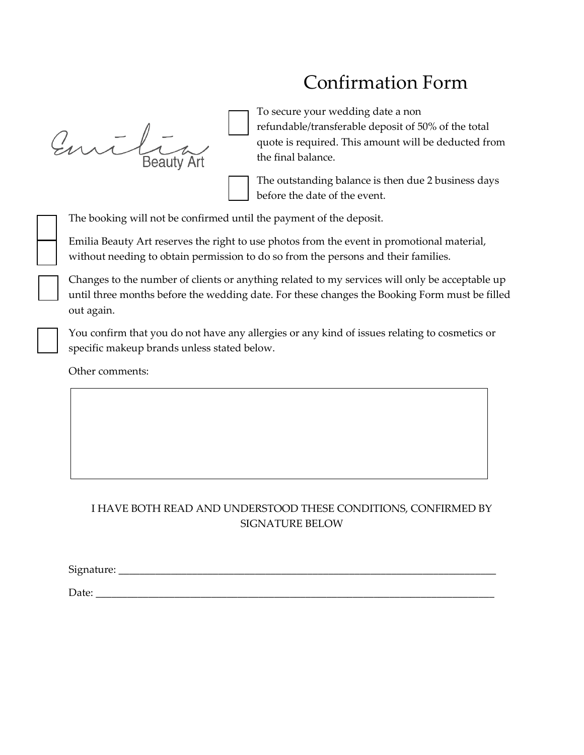# Confirmation Form

Emilia Beauty Art

- [ ] To secure your wedding date a non refundable/transferable deposit of 50% of the total quote is required. This amount will be deducted from the final balance.
- [ ] The outstanding balance is then due 2 business days before the date of the event.
- [ ] The booking will not be confirmed until the payment of the deposit.
- [ ] Emilia Beauty Art reserves the right to use photos from the event in promotional material, without needing to obtain permission to do so from the persons and their families.
- [ ] Changes to the number of clients or anything related to my services will only be acceptable up until three months before the wedding date. For these changes the Booking Form must be filled out again.
- [ ] You confirm that you do not have any allergies or any kind of issues relating to cosmetics or specific makeup brands unless stated below.

Other comments:

I HAVE BOTH READ AND UNDERSTOOD THESE CONDITIONS, CONFIRMED BY SIGNATURE BELOW

Signature: ______________________________________________

Date: ______________________________________________